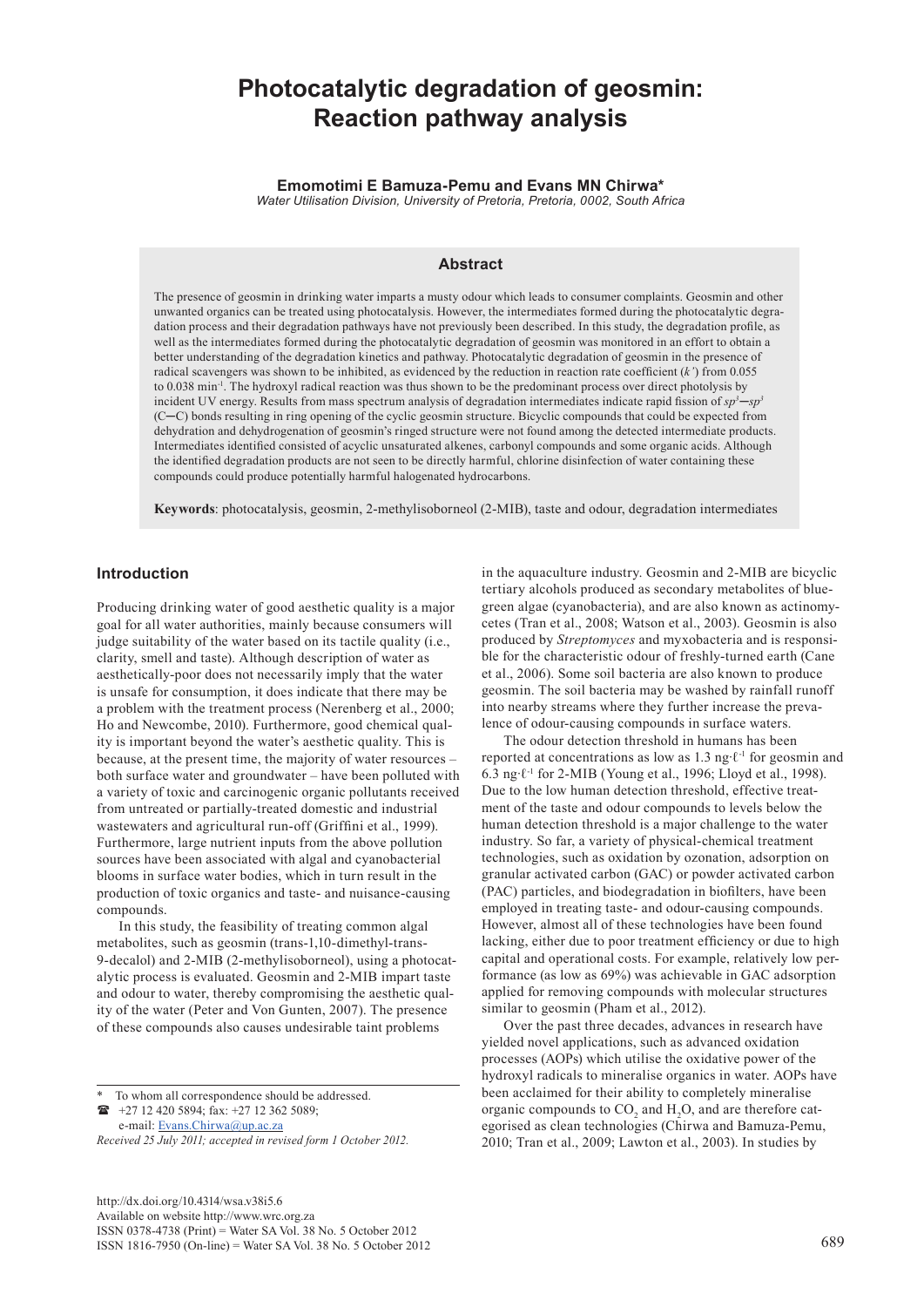# Photocatalytic degradation of geosmin: Reaction pathway analysis

**Emomotimi E Bamuza-Pemu and Evans MN Chirwa***

*Water Utilisation Division, University of Pretoria, Pretoria, 0002, South Africa*

## Abstract

The presence of geosmin in drinking water imparts a musty odour which leads to consumer complaints. Geosmin and other unwanted organics can be treated using photocatalysis. However, the intermediates formed during the photocatalytic degradation process and their degradation pathways have not previously been described. In this study, the degradation profile, as well as the intermediates formed during the photocatalytic degradation of geosmin was monitored in an effort to obtain a better understanding of the degradation kinetics and pathway. Photocatalytic degradation of geosmin in the presence of radical scavengers was shown to be inhibited, as evidenced by the reduction in reaction rate coefficient ($k'$) from 0.055 to 0.038 $min^{-1}$. The hydroxyl radical reaction was thus shown to be the predominant process over direct photolysis by incident UV energy. Results from mass spectrum analysis of degradation intermediates indicate rapid fission of $sp^3$—$sp^3$ (C—C) bonds resulting in ring opening of the cyclic geosmin structure. Bicyclic compounds that could be expected from dehydration and dehydrogenation of geosmin's ringed structure were not found among the detected intermediate products. Intermediates identified consisted of acyclic unsaturated alkenes, carbonyl compounds and some organic acids. Although the identified degradation products are not seen to be directly harmful, chlorine disinfection of water containing these compounds could produce potentially harmful halogenated hydrocarbons.

**Keywords**: photocatalysis, geosmin, 2-methylisoborneol (2-MIB), taste and odour, degradation intermediates

## Introduction

Producing drinking water of good aesthetic quality is a major goal for all water authorities, mainly because consumers will judge suitability of the water based on its tactile quality (i.e., clarity, smell and taste). Although description of water as aesthetically-poor does not necessarily imply that the water is unsafe for consumption, it does indicate that there may be a problem with the treatment process (Nerenberg et al., 2000; Ho and Newcombe, 2010). Furthermore, good chemical quality is important beyond the water's aesthetic quality. This is because, at the present time, the majority of water resources – both surface water and groundwater – have been polluted with a variety of toxic and carcinogenic organic pollutants received from untreated or partially-treated domestic and industrial wastewaters and agricultural run-off (Griffini et al., 1999). Furthermore, large nutrient inputs from the above pollution sources have been associated with algal and cyanobacterial blooms in surface water bodies, which in turn result in the production of toxic organics and taste- and nuisance-causing compounds.

In this study, the feasibility of treating common algal metabolites, such as geosmin (trans-1,10-dimethyl-trans-9-decalol) and 2-MIB (2-methylisoborneol), using a photocatalytic process is evaluated. Geosmin and 2-MIB impart taste and odour to water, thereby compromising the aesthetic quality of the water (Peter and Von Gunten, 2007). The presence of these compounds also causes undesirable taint problems in the aquaculture industry. Geosmin and 2-MIB are bicyclic tertiary alcohols produced as secondary metabolites of blue-green algae (cyanobacteria), and are also known as actinomycetes (Tran et al., 2008; Watson et al., 2003). Geosmin is also produced by *Streptomyces* and myxobacteria and is responsible for the characteristic odour of freshly-turned earth (Cane et al., 2006). Some soil bacteria are also known to produce geosmin. The soil bacteria may be washed by rainfall runoff into nearby streams where they further increase the prevalence of odour-causing compounds in surface waters.

The odour detection threshold in humans has been reported at concentrations as low as 1.3 ng·ℓ$^{-1}$ for geosmin and 6.3 ng·ℓ$^{-1}$ for 2-MIB (Young et al., 1996; Lloyd et al., 1998). Due to the low human detection threshold, effective treatment of the taste and odour compounds to levels below the human detection threshold is a major challenge to the water industry. So far, a variety of physical-chemical treatment technologies, such as oxidation by ozonation, adsorption on granular activated carbon (GAC) or powder activated carbon (PAC) particles, and biodegradation in biofilters, have been employed in treating taste- and odour-causing compounds. However, almost all of these technologies have been found lacking, either due to poor treatment efficiency or due to high capital and operational costs. For example, relatively low performance (as low as 69%) was achievable in GAC adsorption applied for removing compounds with molecular structures similar to geosmin (Pham et al., 2012).

Over the past three decades, advances in research have yielded novel applications, such as advanced oxidation processes (AOPs) which utilise the oxidative power of the hydroxyl radicals to mineralise organics in water. AOPs have been acclaimed for their ability to completely mineralise organic compounds to $CO_2$ and $H_2O$, and are therefore categorised as clean technologies (Chirwa and Bamuza-Pemu, 2010; Tran et al., 2009; Lawton et al., 2003). In studies by

\* To whom all correspondence should be addressed.
☎ +27 12 420 5894; fax: +27 12 362 5089;
e-mail: Evans.Chirwa@up.ac.za

*Received 25 July 2011; accepted in revised form 1 October 2012.*

http://dx.doi.org/10.4314/wsa.v38i5.6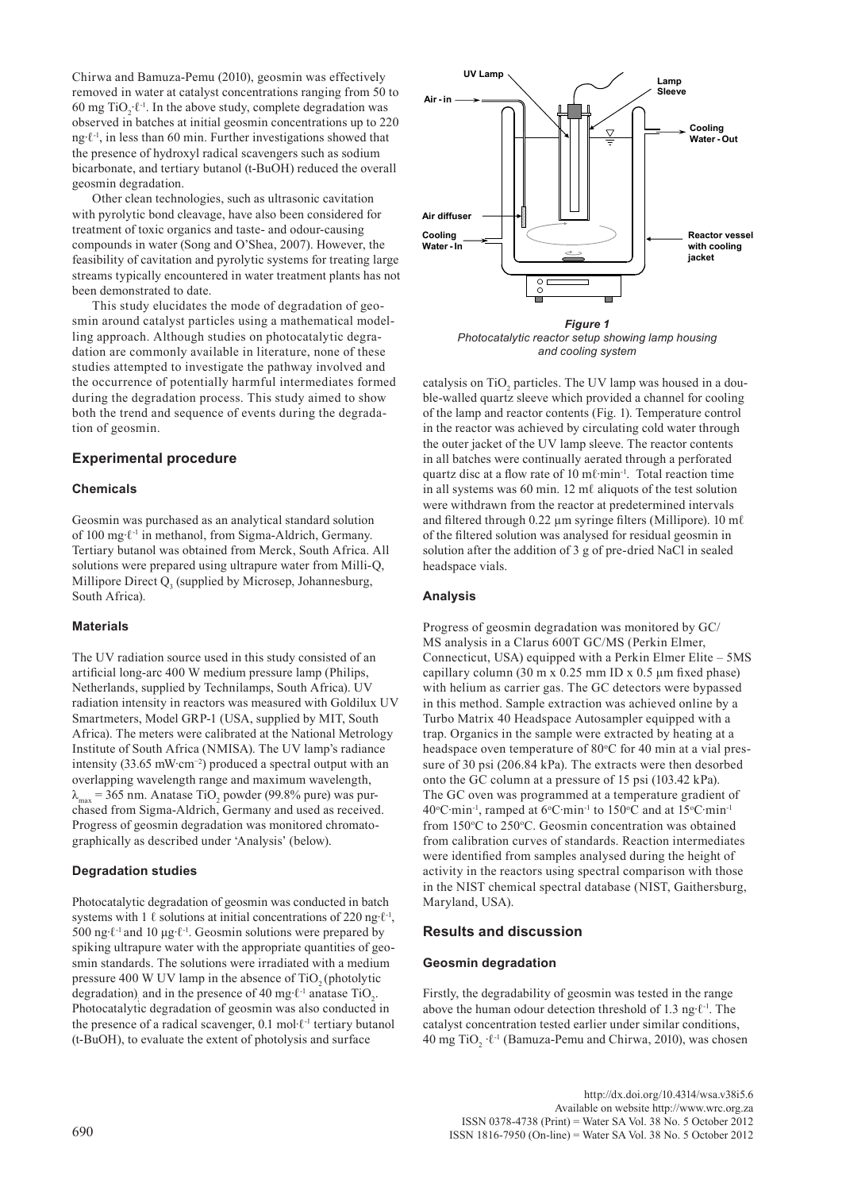Chirwa and Bamuza-Pemu (2010), geosmin was effectively removed in water at catalyst concentrations ranging from 50 to 60 mg $TiO_2 \cdot \ell^{-1}$. In the above study, complete degradation was observed in batches at initial geosmin concentrations up to 220 $ng \cdot \ell^{-1}$, in less than 60 min. Further investigations showed that the presence of hydroxyl radical scavengers such as sodium bicarbonate, and tertiary butanol (t-BuOH) reduced the overall geosmin degradation.

Other clean technologies, such as ultrasonic cavitation with pyrolytic bond cleavage, have also been considered for treatment of toxic organics and taste- and odour-causing compounds in water (Song and O'Shea, 2007). However, the feasibility of cavitation and pyrolytic systems for treating large streams typically encountered in water treatment plants has not been demonstrated to date.

This study elucidates the mode of degradation of geosmin around catalyst particles using a mathematical modelling approach. Although studies on photocatalytic degradation are commonly available in literature, none of these studies attempted to investigate the pathway involved and the occurrence of potentially harmful intermediates formed during the degradation process. This study aimed to show both the trend and sequence of events during the degradation of geosmin.

## Experimental procedure

### Chemicals

Geosmin was purchased as an analytical standard solution of 100 $mg \cdot \ell^{-1}$ in methanol, from Sigma-Aldrich, Germany. Tertiary butanol was obtained from Merck, South Africa. All solutions were prepared using ultrapure water from Milli-Q, Millipore Direct $Q_3$ (supplied by Microsep, Johannesburg, South Africa).

### Materials

The UV radiation source used in this study consisted of an artificial long-arc 400 W medium pressure lamp (Philips, Netherlands, supplied by Technilamps, South Africa). UV radiation intensity in reactors was measured with Goldilux UV Smartmeters, Model GRP-1 (USA, supplied by MIT, South Africa). The meters were calibrated at the National Metrology Institute of South Africa (NMISA). The UV lamp's radiance intensity (33.65 $mW \cdot cm^{-2}$) produced a spectral output with an overlapping wavelength range and maximum wavelength, $\lambda_{max}$ = 365 nm. Anatase $TiO_2$ powder (99.8% pure) was purchased from Sigma-Aldrich, Germany and used as received. Progress of geosmin degradation was monitored chromatographically as described under 'Analysis' (below).

### Degradation studies

Photocatalytic degradation of geosmin was conducted in batch systems with 1 ℓ solutions at initial concentrations of 220 $ng \cdot \ell^{-1}$, 500 $ng \cdot \ell^{-1}$ and 10 $\mu g \cdot \ell^{-1}$. Geosmin solutions were prepared by spiking ultrapure water with the appropriate quantities of geosmin standards. The solutions were irradiated with a medium pressure 400 W UV lamp in the absence of $TiO_2$ (photolytic degradation) and in the presence of 40 $mg \cdot \ell^{-1}$ anatase $TiO_2$. Photocatalytic degradation of geosmin was also conducted in the presence of a radical scavenger, 0.1 $mol \cdot \ell^{-1}$ tertiary butanol (t-BuOH), to evaluate the extent of photolysis and surface catalysis on $TiO_2$ particles. The UV lamp was housed in a double-walled quartz sleeve which provided a channel for cooling of the lamp and reactor contents (Fig. 1). Temperature control in the reactor was achieved by circulating cold water through the outer jacket of the UV lamp sleeve. The reactor contents in all batches were continually aerated through a perforated quartz disc at a flow rate of 10 $m\ell \cdot min^{-1}$. Total reaction time in all systems was 60 min. 12 mℓ aliquots of the test solution were withdrawn from the reactor at predetermined intervals and filtered through 0.22 µm syringe filters (Millipore). 10 mℓ of the filtered solution was analysed for residual geosmin in solution after the addition of 3 g of pre-dried NaCl in sealed headspace vials.

*Figure 1*
*Photocatalytic reactor setup showing lamp housing and cooling system*

### Analysis

Progress of geosmin degradation was monitored by GC/MS analysis in a Clarus 600T GC/MS (Perkin Elmer, Connecticut, USA) equipped with a Perkin Elmer Elite – 5MS capillary column (30 m x 0.25 mm ID x 0.5 µm fixed phase) with helium as carrier gas. The GC detectors were bypassed in this method. Sample extraction was achieved online by a Turbo Matrix 40 Headspace Autosampler equipped with a trap. Organics in the sample were extracted by heating at a headspace oven temperature of 80°C for 40 min at a vial pressure of 30 psi (206.84 kPa). The extracts were then desorbed onto the GC column at a pressure of 15 psi (103.42 kPa). The GC oven was programmed at a temperature gradient of 40°C·min⁻¹, ramped at 6°C·min⁻¹ to 150°C and at 15°C·min⁻¹ from 150°C to 250°C. Geosmin concentration was obtained from calibration curves of standards. Reaction intermediates were identified from samples analysed during the height of activity in the reactors using spectral comparison with those in the NIST chemical spectral database (NIST, Gaithersburg, Maryland, USA).

## Results and discussion

### Geosmin degradation

Firstly, the degradability of geosmin was tested in the range above the human odour detection threshold of 1.3 $ng \cdot \ell^{-1}$. The catalyst concentration tested earlier under similar conditions, 40 mg $TiO_2 \cdot \ell^{-1}$ (Bamuza-Pemu and Chirwa, 2010), was chosen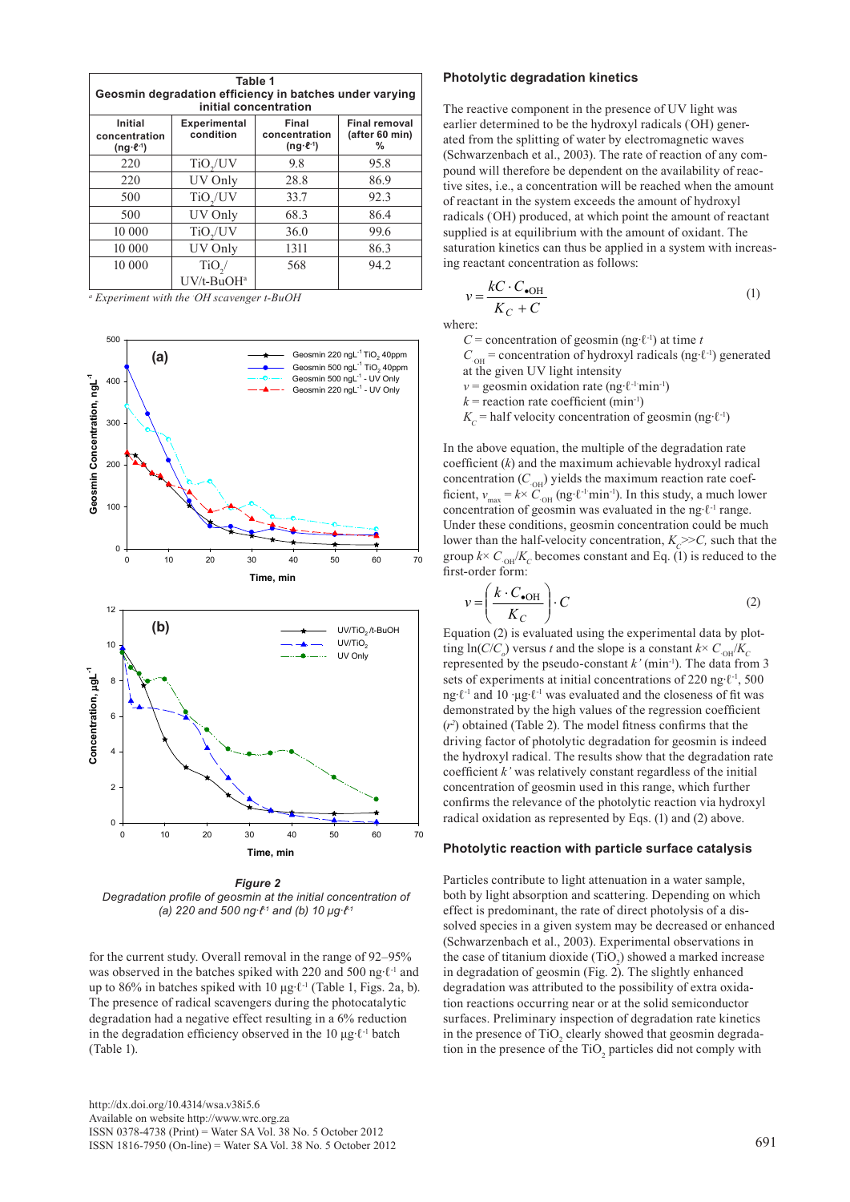**Table 1**
**Geosmin degradation efficiency in batches under varying initial concentration**

| Initial concentration (ng·ℓ⁻¹) | Experimental condition | Final concentration (ng·ℓ⁻¹) | Final removal (after 60 min) % |
|---|---|---|---|
| 220 | $TiO_2$/UV | 9.8 | 95.8 |
| 220 | UV Only | 28.8 | 86.9 |
| 500 | $TiO_2$/UV | 33.7 | 92.3 |
| 500 | UV Only | 68.3 | 86.4 |
| 10 000 | $TiO_2$/UV | 36.0 | 99.6 |
| 10 000 | UV Only | 1311 | 86.3 |
| 10 000 | $TiO_2$/UV/t-BuOH[a] | 568 | 94.2 |

[a] *Experiment with the ·OH scavenger t-BuOH*

***Figure 2***
*Degradation profile of geosmin at the initial concentration of (a) 220 and 500 ng·ℓ⁻¹ and (b) 10 µg·ℓ⁻¹*

for the current study. Overall removal in the range of 92–95% was observed in the batches spiked with 220 and 500 ng·ℓ⁻¹ and up to 86% in batches spiked with 10 µg·ℓ⁻¹ (Table 1, Figs. 2a, b). The presence of radical scavengers during the photocatalytic degradation had a negative effect resulting in a 6% reduction in the degradation efficiency observed in the 10 µg·ℓ⁻¹ batch (Table 1).

## Photolytic degradation kinetics

The reactive component in the presence of UV light was earlier determined to be the hydroxyl radicals (OH) generated from the splitting of water by electromagnetic waves (Schwarzenbach et al., 2003). The rate of reaction of any compound will therefore be dependent on the availability of reactive sites, i.e., a concentration will be reached when the amount of reactant in the system exceeds the amount of hydroxyl radicals (OH) produced, at which point the amount of reactant supplied is at equilibrium with the amount of oxidant. The saturation kinetics can thus be applied in a system with increasing reactant concentration as follows:

$$v = \frac{kC \cdot C_{\bullet OH}}{K_C + C} \tag{1}$$

where:

$C$ = concentration of geosmin (ng·ℓ⁻¹) at time $t$
$C_{OH}$ = concentration of hydroxyl radicals (ng·ℓ⁻¹) generated at the given UV light intensity
$v$ = geosmin oxidation rate (ng·ℓ⁻¹min⁻¹)
$k$ = reaction rate coefficient (min⁻¹)
$K_C$ = half velocity concentration of geosmin (ng·ℓ⁻¹)

In the above equation, the multiple of the degradation rate coefficient ($k$) and the maximum achievable hydroxyl radical concentration ($C_{OH}$) yields the maximum reaction rate coefficient, $v_{max} = k \times C_{OH}$ (ng·ℓ⁻¹min⁻¹). In this study, a much lower concentration of geosmin was evaluated in the ng·ℓ⁻¹ range. Under these conditions, geosmin concentration could be much lower than the half-velocity concentration, $K_C >> C$, such that the group $k \times C_{OH}/K_C$ becomes constant and Eq. (1) is reduced to the first-order form:

$$v = \left(\frac{k \cdot C_{\bullet OH}}{K_C}\right) \cdot C \tag{2}$$

Equation (2) is evaluated using the experimental data by plotting $\ln(C/C_o)$ versus $t$ and the slope is a constant $k \times C_{OH}/K_C$ represented by the pseudo-constant $k'$ (min⁻¹). The data from 3 sets of experiments at initial concentrations of 220 ng·ℓ⁻¹, 500 ng·ℓ⁻¹ and 10 ·µg·ℓ⁻¹ was evaluated and the closeness of fit was demonstrated by the high values of the regression coefficient ($r^2$) obtained (Table 2). The model fitness confirms that the driving factor of photolytic degradation for geosmin is indeed the hydroxyl radical. The results show that the degradation rate coefficient $k'$ was relatively constant regardless of the initial concentration of geosmin used in this range, which further confirms the relevance of the photolytic reaction via hydroxyl radical oxidation as represented by Eqs. (1) and (2) above.

## Photolytic reaction with particle surface catalysis

Particles contribute to light attenuation in a water sample, both by light absorption and scattering. Depending on which effect is predominant, the rate of direct photolysis of a dissolved species in a given system may be decreased or enhanced (Schwarzenbach et al., 2003). Experimental observations in the case of titanium dioxide ($TiO_2$) showed a marked increase in degradation of geosmin (Fig. 2). The slightly enhanced degradation was attributed to the possibility of extra oxidation reactions occurring near or at the solid semiconductor surfaces. Preliminary inspection of degradation rate kinetics in the presence of $TiO_2$ clearly showed that geosmin degradation in the presence of the $TiO_2$ particles did not comply with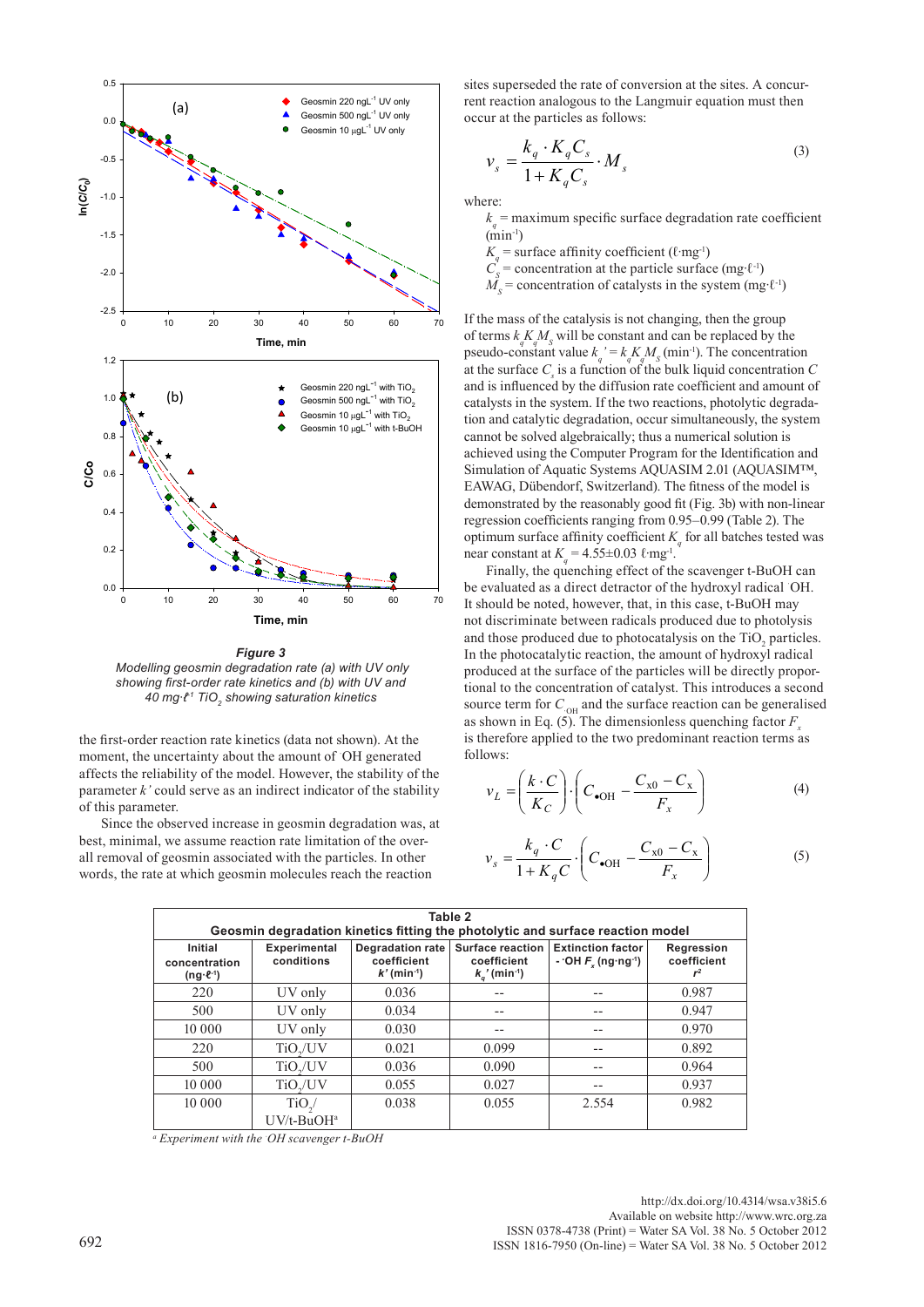*Figure 3*
*Modelling geosmin degradation rate (a) with UV only showing first-order rate kinetics and (b) with UV and 40 mg·ℓ⁻¹ $TiO_2$ showing saturation kinetics*

the first-order reaction rate kinetics (data not shown). At the moment, the uncertainty about the amount of ·OH generated affects the reliability of the model. However, the stability of the parameter $k'$ could serve as an indirect indicator of the stability of this parameter.

Since the observed increase in geosmin degradation was, at best, minimal, we assume reaction rate limitation of the overall removal of geosmin associated with the particles. In other words, the rate at which geosmin molecules reach the reaction sites superseded the rate of conversion at the sites. A concurrent reaction analogous to the Langmuir equation must then occur at the particles as follows:

$$v_s = \frac{k_q \cdot K_q C_s}{1 + K_q C_s} \cdot M_s \tag{3}$$

where:

$k_q$ = maximum specific surface degradation rate coefficient (min⁻¹)
$K_q$ = surface affinity coefficient (ℓ·mg⁻¹)
$C_s$ = concentration at the particle surface (mg·ℓ⁻¹)
$M_s$ = concentration of catalysts in the system (mg·ℓ⁻¹)

If the mass of the catalysis is not changing, then the group of terms $k_q K_q M_s$ will be constant and can be replaced by the pseudo-constant value $k_q' = k_q K_q M_s$ (min⁻¹). The concentration at the surface $C_s$ is a function of the bulk liquid concentration $C$ and is influenced by the diffusion rate coefficient and amount of catalysts in the system. If the two reactions, photolytic degradation and catalytic degradation, occur simultaneously, the system cannot be solved algebraically; thus a numerical solution is achieved using the Computer Program for the Identification and Simulation of Aquatic Systems AQUASIM 2.01 (AQUASIM™, EAWAG, Dübendorf, Switzerland). The fitness of the model is demonstrated by the reasonably good fit (Fig. 3b) with non-linear regression coefficients ranging from 0.95–0.99 (Table 2). The optimum surface affinity coefficient $K_q$ for all batches tested was near constant at $K_q$ = 4.55±0.03 ℓ·mg⁻¹.

Finally, the quenching effect of the scavenger t-BuOH can be evaluated as a direct detractor of the hydroxyl radical ·OH. It should be noted, however, that, in this case, t-BuOH may not discriminate between radicals produced due to photolysis and those produced due to photocatalysis on the $TiO_2$ particles. In the photocatalytic reaction, the amount of hydroxyl radical produced at the surface of the particles will be directly proportional to the concentration of catalyst. This introduces a second source term for $C_{\cdot OH}$ and the surface reaction can be generalised as shown in Eq. (5). The dimensionless quenching factor $F_x$ is therefore applied to the two predominant reaction terms as follows:

$$v_L = \left(\frac{k \cdot C}{K_C}\right) \cdot \left(C_{\bullet OH} - \frac{C_{x0} - C_x}{F_x}\right) \tag{4}$$

$$v_s = \frac{k_q \cdot C}{1 + K_q C} \cdot \left(C_{\bullet OH} - \frac{C_{x0} - C_x}{F_x}\right) \tag{5}$$

**Table 2**
**Geosmin degradation kinetics fitting the photolytic and surface reaction model**

| Initial concentration (ng·ℓ⁻¹) | Experimental conditions | Degradation rate coefficient $k'$ (min⁻¹) | Surface reaction coefficient $k_q'$ (min⁻¹) | Extinction factor - ·OH $F_x$ (ng·ng⁻¹) | Regression coefficient $r^2$ |
|---|---|---|---|---|---|
| 220 | UV only | 0.036 | -- | -- | 0.987 |
| 500 | UV only | 0.034 | -- | -- | 0.947 |
| 10 000 | UV only | 0.030 | -- | -- | 0.970 |
| 220 | $TiO_2$/UV | 0.021 | 0.099 | -- | 0.892 |
| 500 | $TiO_2$/UV | 0.036 | 0.090 | -- | 0.964 |
| 10 000 | $TiO_2$/UV | 0.055 | 0.027 | -- | 0.937 |
| 10 000 | $TiO_2$/UV/t-BuOH[a] | 0.038 | 0.055 | 2.554 | 0.982 |

[a] *Experiment with the ·OH scavenger t-BuOH*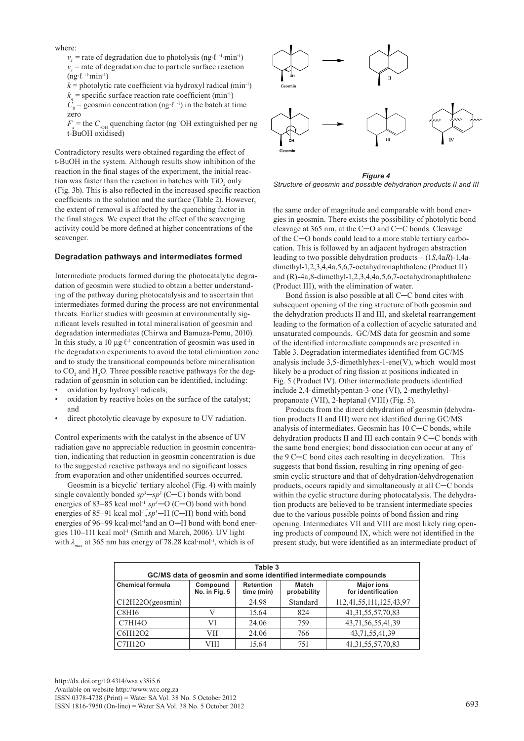where:

$v_L$ = rate of degradation due to photolysis (ng·ℓ $^{-1}$·min$^{-1}$)
$v_s$ = rate of degradation due to particle surface reaction (ng·ℓ $^{-1}$·min$^{-1}$)
$k$ = photolytic rate coefficient via hydroxyl radical (min$^{-1}$)
$k_q$ = specific surface reaction rate coefficient (min$^{-1}$)
$C_0$ = geosmin concentration (ng·ℓ $^{-1}$) in the batch at time zero
$F_x$ = the $C_{\cdot OH}$ quenching factor (ng ·OH extinguished per ng t-BuOH oxidised)

Contradictory results were obtained regarding the effect of t-BuOH in the system. Although results show inhibition of the reaction in the final stages of the experiment, the initial reaction was faster than the reaction in batches with $TiO_2$ only (Fig. 3b). This is also reflected in the increased specific reaction coefficients in the solution and the surface (Table 2). However, the extent of removal is affected by the quenching factor in the final stages. We expect that the effect of the scavenging activity could be more defined at higher concentrations of the scavenger.

### Degradation pathways and intermediates formed

Intermediate products formed during the photocatalytic degradation of geosmin were studied to obtain a better understanding of the pathway during photocatalysis and to ascertain that intermediates formed during the process are not environmental threats. Earlier studies with geosmin at environmentally significant levels resulted in total mineralisation of geosmin and degradation intermediates (Chirwa and Bamuza-Pemu, 2010). In this study, a 10 µg·ℓ$^{-1}$ concentration of geosmin was used in the degradation experiments to avoid the total elimination zone and to study the transitional compounds before mineralisation to $CO_2$ and $H_2O$. Three possible reactive pathways for the degradation of geosmin in solution can be identified, including:

- oxidation by hydroxyl radicals;
- oxidation by reactive holes on the surface of the catalyst; and
- direct photolytic cleavage by exposure to UV radiation.

Control experiments with the catalyst in the absence of UV radiation gave no appreciable reduction in geosmin concentration, indicating that reduction in geosmin concentration is due to the suggested reactive pathways and no significant losses from evaporation and other unidentified sources occurred.

Geosmin is a bicyclic` tertiary alcohol (Fig. 4) with mainly single covalently bonded $sp^3$–$sp^3$ (C–C) bonds with bond energies of 83–85 kcal mol$^{-1}$, $sp^3$–O (C–O) bond with bond energies of 85–91 kcal mol$^{-1}$, $sp^3$–H (C–H) bond with bond energies of 96–99 kcal·mol$^{-1}$and an O–H bond with bond energies 110–111 kcal mol$^{-1}$ (Smith and March, 2006). UV light with $\lambda_{max}$ at 365 nm has energy of 78.28 kcal·mol$^{-1}$, which is of the same order of magnitude and comparable with bond energies in geosmin. There exists the possibility of photolytic bond cleavage at 365 nm, at the C–O and C–C bonds. Cleavage of the C–O bonds could lead to a more stable tertiary carbocation. This is followed by an adjacent hydrogen abstraction leading to two possible dehydration products – (1*S*,4a*R*)-1,4a-dimethyl-1,2,3,4,4a,5,6,7-octahydronaphthalene (Product II) and (R)-4a,8-dimethyl-1,2,3,4,4a,5,6,7-octahydronaphthalene (Product III), with the elimination of water.

*Figure 4*
*Structure of geosmin and possible dehydration products II and III*

Bond fission is also possible at all C–C bond cites with subsequent opening of the ring structure of both geosmin and the dehydration products II and III, and skeletal rearrangement leading to the formation of a collection of acyclic saturated and unsaturated compounds. GC/MS data for geosmin and some of the identified intermediate compounds are presented in Table 3. Degradation intermediates identified from GC/MS analysis include 3,5-dimethlyhex-1-ene(V), which would most likely be a product of ring fission at positions indicated in Fig. 5 (Product IV). Other intermediate products identified include 2,4-dimethlypentan-3-one (VI), 2-methylethyl-propanoate (VII), 2-heptanal (VIII) (Fig. 5).

Products from the direct dehydration of geosmin (dehydration products II and III) were not identified during GC/MS analysis of intermediates. Geosmin has 10 C–C bonds, while dehydration products II and III each contain 9 C–C bonds with the same bond energies; bond dissociation can occur at any of the 9 C–C bond cites each resulting in decyclization. This suggests that bond fission, resulting in ring opening of geosmin cyclic structure and that of dehydration/dehydrogenation products, occurs rapidly and simultaneously at all C–C bonds within the cyclic structure during photocatalysis. The dehydration products are believed to be transient intermediate species due to the various possible points of bond fission and ring opening. Intermediates VII and VIII are most likely ring opening products of compound IX, which were not identified in the present study, but were identified as an intermediate product of

**Table 3**
**GC/MS data of geosmin and some identified intermediate compounds**

| Chemical formula | Compound No. in Fig. 5 | Retention time (min) | Match probability | Major ions for identification |
|---|---|---|---|---|
| C12H22O(geosmin) | | 24.98 | Standard | 112,41,55,111,125,43,97 |
| C8H16 | V | 15.64 | 824 | 41,31,55,57,70,83 |
| C7H14O | VI | 24.06 | 759 | 43,71,56,55,41,39 |
| C6H12O2 | VII | 24.06 | 766 | 43,71,55,41,39 |
| C7H12O | VIII | 15.64 | 751 | 41,31,55,57,70,83 |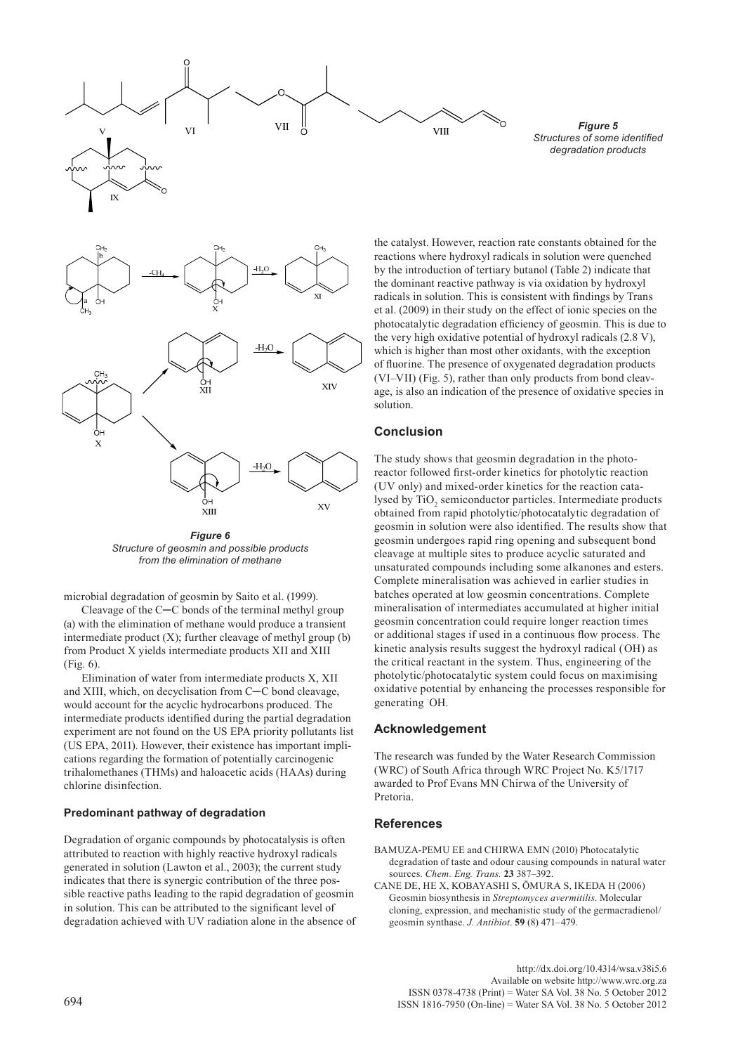*Figure 5*
*Structures of some identified degradation products*

*Figure 6*
*Structure of geosmin and possible products from the elimination of methane*

microbial degradation of geosmin by Saito et al. (1999).

Cleavage of the C─C bonds of the terminal methyl group (a) with the elimination of methane would produce a transient intermediate product (X); further cleavage of methyl group (b) from Product X yields intermediate products XII and XIII (Fig. 6).

Elimination of water from intermediate products X, XII and XIII, which, on decyclisation from C─C bond cleavage, would account for the acyclic hydrocarbons produced. The intermediate products identified during the partial degradation experiment are not found on the US EPA priority pollutants list (US EPA, 2011). However, their existence has important implications regarding the formation of potentially carcinogenic trihalomethanes (THMs) and haloacetic acids (HAAs) during chlorine disinfection.

### Predominant pathway of degradation

Degradation of organic compounds by photocatalysis is often attributed to reaction with highly reactive hydroxyl radicals generated in solution (Lawton et al., 2003); the current study indicates that there is synergic contribution of the three possible reactive paths leading to the rapid degradation of geosmin in solution. This can be attributed to the significant level of degradation achieved with UV radiation alone in the absence of the catalyst. However, reaction rate constants obtained for the reactions where hydroxyl radicals in solution were quenched by the introduction of tertiary butanol (Table 2) indicate that the dominant reactive pathway is via oxidation by hydroxyl radicals in solution. This is consistent with findings by Trans et al. (2009) in their study on the effect of ionic species on the photocatalytic degradation efficiency of geosmin. This is due to the very high oxidative potential of hydroxyl radicals (2.8 V), which is higher than most other oxidants, with the exception of fluorine. The presence of oxygenated degradation products (VI–VII) (Fig. 5), rather than only products from bond cleavage, is also an indication of the presence of oxidative species in solution.

## Conclusion

The study shows that geosmin degradation in the photoreactor followed first-order kinetics for photolytic reaction (UV only) and mixed-order kinetics for the reaction catalysed by $TiO_2$ semiconductor particles. Intermediate products obtained from rapid photolytic/photocatalytic degradation of geosmin in solution were also identified. The results show that geosmin undergoes rapid ring opening and subsequent bond cleavage at multiple sites to produce acyclic saturated and unsaturated compounds including some alkanones and esters. Complete mineralisation was achieved in earlier studies in batches operated at low geosmin concentrations. Complete mineralisation of intermediates accumulated at higher initial geosmin concentration could require longer reaction times or additional stages if used in a continuous flow process. The kinetic analysis results suggest the hydroxyl radical (·OH) as the critical reactant in the system. Thus, engineering of the photolytic/photocatalytic system could focus on maximising oxidative potential by enhancing the processes responsible for generating ·OH.

## Acknowledgement

The research was funded by the Water Research Commission (WRC) of South Africa through WRC Project No. K5/1717 awarded to Prof Evans MN Chirwa of the University of Pretoria.

## References

BAMUZA-PEMU EE and CHIRWA EMN (2010) Photocatalytic degradation of taste and odour causing compounds in natural water sources. *Chem. Eng. Trans.* **23** 387–392.

CANE DE, HE X, KOBAYASHI S, ŌMURA S, IKEDA H (2006) Geosmin biosynthesis in *Streptomyces avermitilis*. Molecular cloning, expression, and mechanistic study of the germacradienol/geosmin synthase. *J. Antibiot*. **59** (8) 471–479.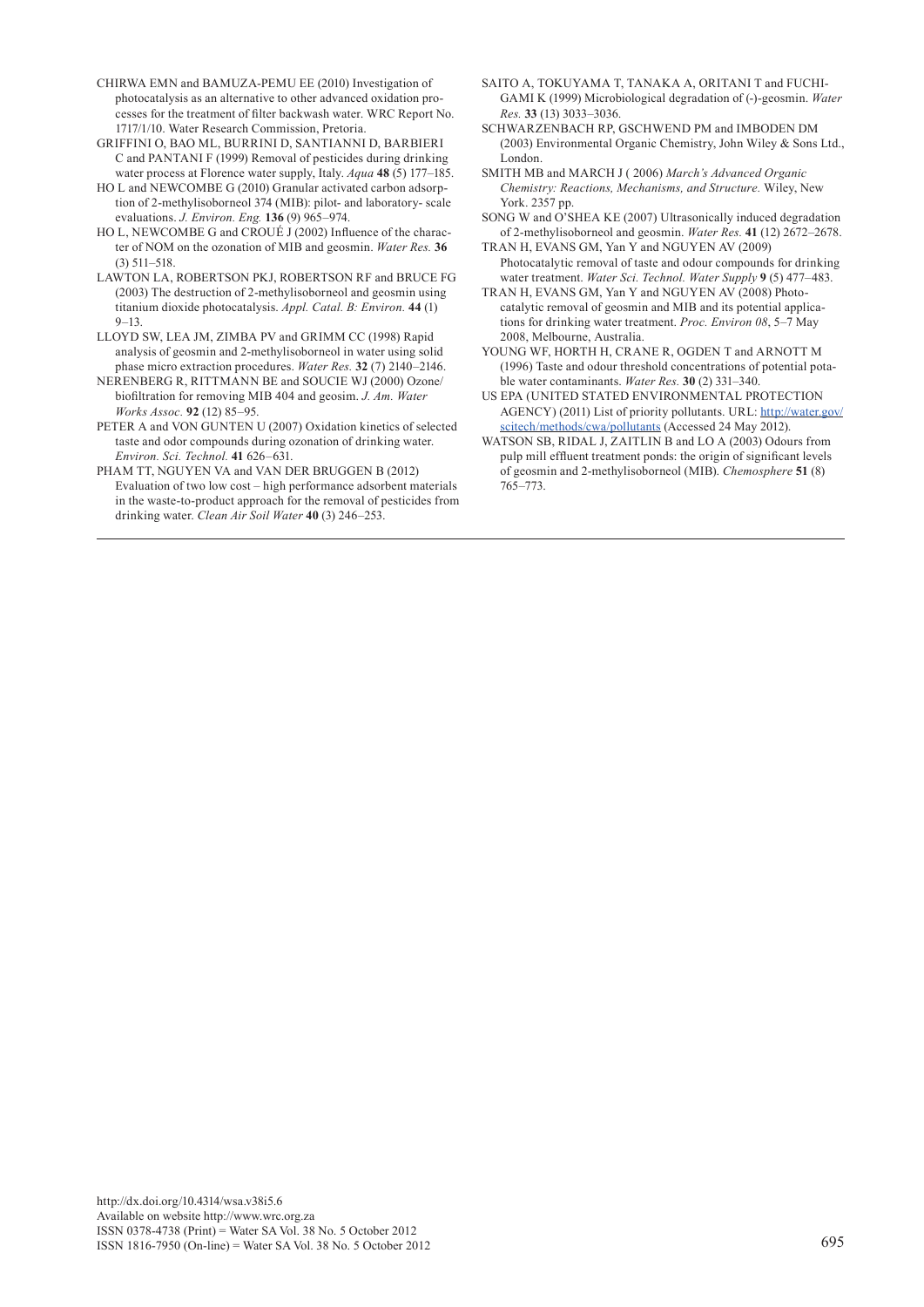CHIRWA EMN and BAMUZA-PEMU EE (2010) Investigation of photocatalysis as an alternative to other advanced oxidation processes for the treatment of filter backwash water. WRC Report No. 1717/1/10. Water Research Commission, Pretoria.

GRIFFINI O, BAO ML, BURRINI D, SANTIANNI D, BARBIERI C and PANTANI F (1999) Removal of pesticides during drinking water process at Florence water supply, Italy. *Aqua* **48** (5) 177–185.

HO L and NEWCOMBE G (2010) Granular activated carbon adsorption of 2-methylisoborneol 374 (MIB): pilot- and laboratory- scale evaluations. *J. Environ. Eng.* **136** (9) 965–974.

HO L, NEWCOMBE G and CROUÉ J (2002) Influence of the character of NOM on the ozonation of MIB and geosmin. *Water Res.* **36** (3) 511–518.

LAWTON LA, ROBERTSON PKJ, ROBERTSON RF and BRUCE FG (2003) The destruction of 2-methylisoborneol and geosmin using titanium dioxide photocatalysis. *Appl. Catal. B: Environ.* **44** (1) 9–13.

LLOYD SW, LEA JM, ZIMBA PV and GRIMM CC (1998) Rapid analysis of geosmin and 2-methylisoborneol in water using solid phase micro extraction procedures. *Water Res.* **32** (7) 2140–2146.

NERENBERG R, RITTMANN BE and SOUCIE WJ (2000) Ozone/biofiltration for removing MIB 404 and geosim. *J. Am. Water Works Assoc.* **92** (12) 85–95.

PETER A and VON GUNTEN U (2007) Oxidation kinetics of selected taste and odor compounds during ozonation of drinking water. *Environ. Sci. Technol.* **41** 626–631.

PHAM TT, NGUYEN VA and VAN DER BRUGGEN B (2012) Evaluation of two low cost – high performance adsorbent materials in the waste-to-product approach for the removal of pesticides from drinking water. *Clean Air Soil Water* **40** (3) 246–253.

SAITO A, TOKUYAMA T, TANAKA A, ORITANI T and FUCHIGAMI K (1999) Microbiological degradation of (-)-geosmin. *Water Res.* **33** (13) 3033–3036.

SCHWARZENBACH RP, GSCHWEND PM and IMBODEN DM (2003) Environmental Organic Chemistry, John Wiley & Sons Ltd., London.

SMITH MB and MARCH J ( 2006) *March's Advanced Organic Chemistry: Reactions, Mechanisms, and Structure.* Wiley, New York. 2357 pp.

SONG W and O'SHEA KE (2007) Ultrasonically induced degradation of 2-methylisoborneol and geosmin. *Water Res.* **41** (12) 2672–2678.

TRAN H, EVANS GM, Yan Y and NGUYEN AV (2009) Photocatalytic removal of taste and odour compounds for drinking water treatment. *Water Sci. Technol. Water Supply* **9** (5) 477–483.

TRAN H, EVANS GM, Yan Y and NGUYEN AV (2008) Photocatalytic removal of geosmin and MIB and its potential applications for drinking water treatment. *Proc. Environ 08*, 5–7 May 2008, Melbourne, Australia.

YOUNG WF, HORTH H, CRANE R, OGDEN T and ARNOTT M (1996) Taste and odour threshold concentrations of potential potable water contaminants. *Water Res.* **30** (2) 331–340.

US EPA (UNITED STATED ENVIRONMENTAL PROTECTION AGENCY) (2011) List of priority pollutants. URL: http://water.gov/scitech/methods/cwa/pollutants (Accessed 24 May 2012).

WATSON SB, RIDAL J, ZAITLIN B and LO A (2003) Odours from pulp mill effluent treatment ponds: the origin of significant levels of geosmin and 2-methylisoborneol (MIB). *Chemosphere* **51** (8) 765–773.